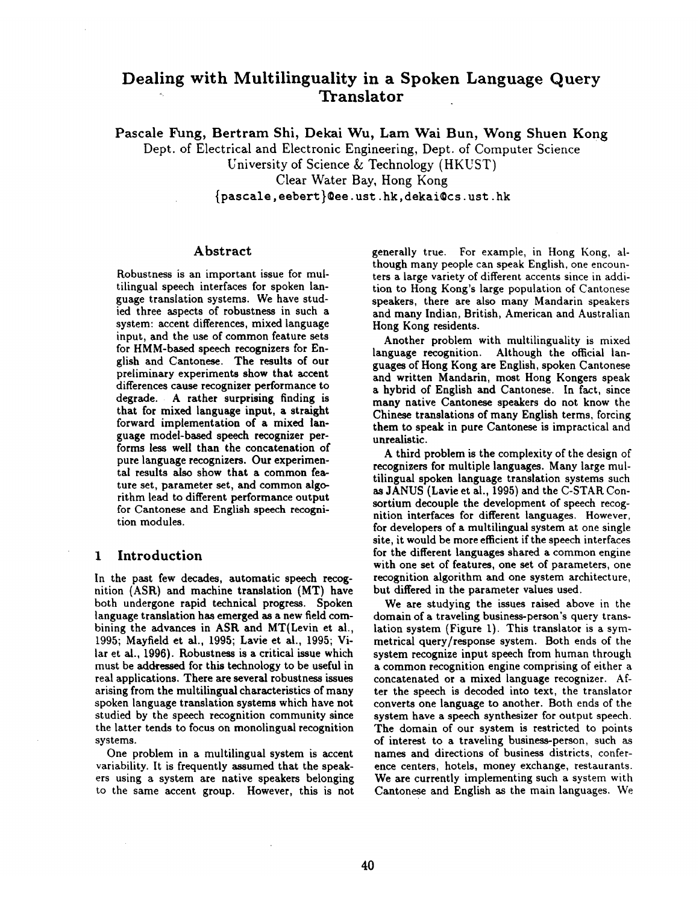# Dealing with Multilinguality in a Spoken Language Query Translator

**Pascale Fung, Bertram Shi, Dekai Wu, Lam Wai Bun, Wong Shuen Kong**

Dept. of Electrical and Electronic Engineering, Dept. of Computer Science
University of Science & Technology (HKUST)
Clear Water Bay, Hong Kong
{pascale,eebert}@ee.ust.hk,dekai@cs.ust.hk

## Abstract

Robustness is an important issue for multilingual speech interfaces for spoken language translation systems. We have studied three aspects of robustness in such a system: accent differences, mixed language input, and the use of common feature sets for HMM-based speech recognizers for English and Cantonese. The results of our preliminary experiments show that accent differences cause recognizer performance to degrade. A rather surprising finding is that for mixed language input, a straight forward implementation of a mixed language model-based speech recognizer performs less well than the concatenation of pure language recognizers. Our experimental results also show that a common feature set, parameter set, and common algorithm lead to different performance output for Cantonese and English speech recognition modules.

## 1 Introduction

In the past few decades, automatic speech recognition (ASR) and machine translation (MT) have both undergone rapid technical progress. Spoken language translation has emerged as a new field combining the advances in ASR and MT(Levin et al., 1995; Mayfield et al., 1995; Lavie et al., 1995; Vilar et al., 1996). Robustness is a critical issue which must be addressed for this technology to be useful in real applications. There are several robustness issues arising from the multilingual characteristics of many spoken language translation systems which have not studied by the speech recognition community since the latter tends to focus on monolingual recognition systems.

One problem in a multilingual system is accent variability. It is frequently assumed that the speakers using a system are native speakers belonging to the same accent group. However, this is not generally true. For example, in Hong Kong, although many people can speak English, one encounters a large variety of different accents since in addition to Hong Kong's large population of Cantonese speakers, there are also many Mandarin speakers and many Indian, British, American and Australian Hong Kong residents.

Another problem with multilinguality is mixed language recognition. Although the official languages of Hong Kong are English, spoken Cantonese and written Mandarin, most Hong Kongers speak a hybrid of English and Cantonese. In fact, since many native Cantonese speakers do not know the Chinese translations of many English terms, forcing them to speak in pure Cantonese is impractical and unrealistic.

A third problem is the complexity of the design of recognizers for multiple languages. Many large multilingual spoken language translation systems such as JANUS (Lavie et al., 1995) and the C-STAR Consortium decouple the development of speech recognition interfaces for different languages. However, for developers of a multilingual system at one single site, it would be more efficient if the speech interfaces for the different languages shared a common engine with one set of features, one set of parameters, one recognition algorithm and one system architecture, but differed in the parameter values used.

We are studying the issues raised above in the domain of a traveling business-person's query translation system (Figure 1). This translator is a symmetrical query/response system. Both ends of the system recognize input speech from human through a common recognition engine comprising of either a concatenated or a mixed language recognizer. After the speech is decoded into text, the translator converts one language to another. Both ends of the system have a speech synthesizer for output speech. The domain of our system is restricted to points of interest to a traveling business-person, such as names and directions of business districts, conference centers, hotels, money exchange, restaurants. We are currently implementing such a system with Cantonese and English as the main languages. We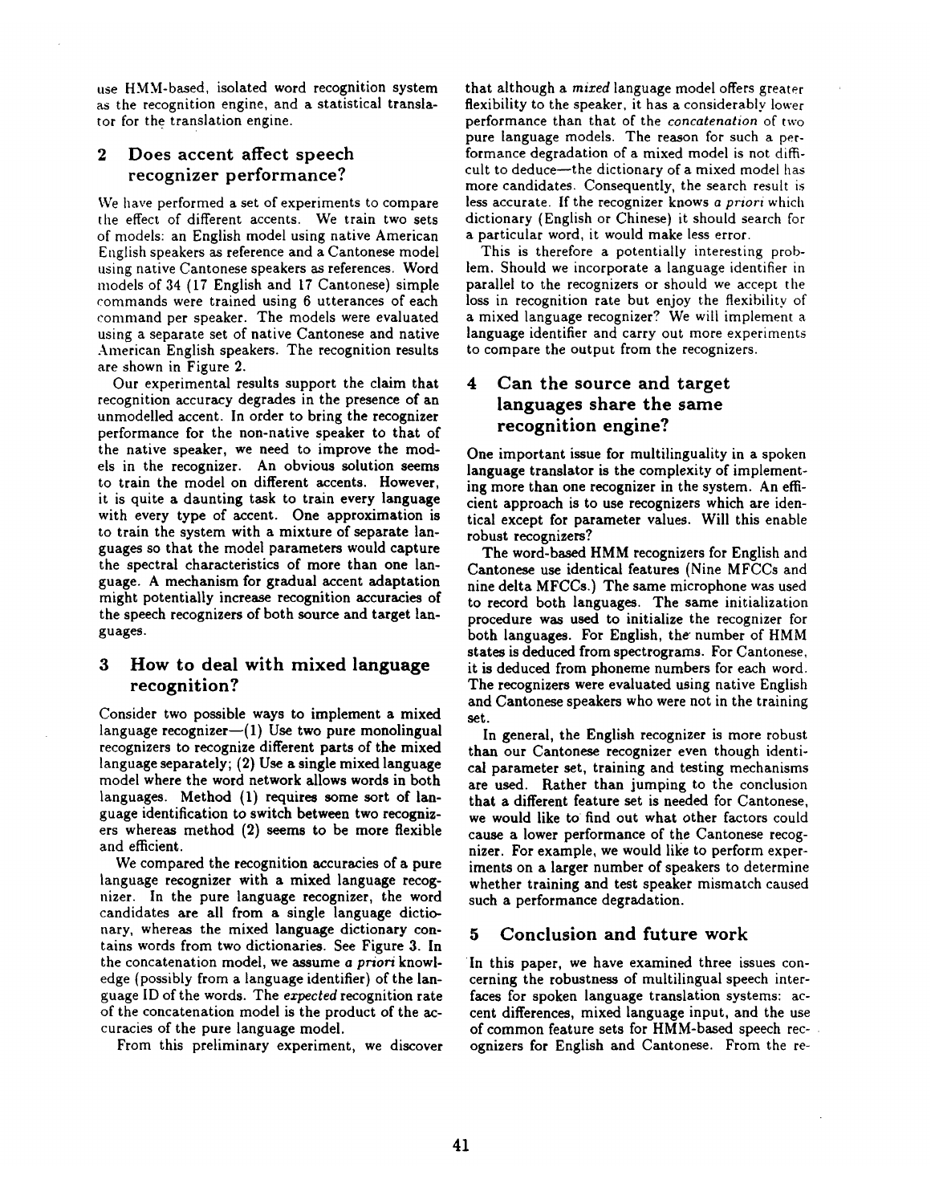use HMM-based, isolated word recognition system as the recognition engine, and a statistical translator for the translation engine.

## 2 Does accent affect speech recognizer performance?

We have performed a set of experiments to compare the effect of different accents. We train two sets of models: an English model using native American English speakers as reference and a Cantonese model using native Cantonese speakers as references. Word models of 34 (17 English and 17 Cantonese) simple commands were trained using 6 utterances of each command per speaker. The models were evaluated using a separate set of native Cantonese and native American English speakers. The recognition results are shown in Figure 2.

Our experimental results support the claim that recognition accuracy degrades in the presence of an unmodelled accent. In order to bring the recognizer performance for the non-native speaker to that of the native speaker, we need to improve the models in the recognizer. An obvious solution seems to train the model on different accents. However, it is quite a daunting task to train every language with every type of accent. One approximation is to train the system with a mixture of separate languages so that the model parameters would capture the spectral characteristics of more than one language. A mechanism for gradual accent adaptation might potentially increase recognition accuracies of the speech recognizers of both source and target languages.

## 3 How to deal with mixed language recognition?

Consider two possible ways to implement a mixed language recognizer—(1) Use two pure monolingual recognizers to recognize different parts of the mixed language separately; (2) Use a single mixed language model where the word network allows words in both languages. Method (1) requires some sort of language identification to switch between two recognizers whereas method (2) seems to be more flexible and efficient.

We compared the recognition accuracies of a pure language recognizer with a mixed language recognizer. In the pure language recognizer, the word candidates are all from a single language dictionary, whereas the mixed language dictionary contains words from two dictionaries. See Figure 3. In the concatenation model, we assume *a priori* knowledge (possibly from a language identifier) of the language ID of the words. The *expected* recognition rate of the concatenation model is the product of the accuracies of the pure language model.

From this preliminary experiment, we discover that although a *mixed* language model offers greater flexibility to the speaker, it has a considerably lower performance than that of the *concatenation* of two pure language models. The reason for such a performance degradation of a mixed model is not difficult to deduce—the dictionary of a mixed model has more candidates. Consequently, the search result is less accurate. If the recognizer knows *a priori* which dictionary (English or Chinese) it should search for a particular word, it would make less error.

This is therefore a potentially interesting problem. Should we incorporate a language identifier in parallel to the recognizers or should we accept the loss in recognition rate but enjoy the flexibility of a mixed language recognizer? We will implement a language identifier and carry out more experiments to compare the output from the recognizers.

## 4 Can the source and target languages share the same recognition engine?

One important issue for multilinguality in a spoken language translator is the complexity of implementing more than one recognizer in the system. An efficient approach is to use recognizers which are identical except for parameter values. Will this enable robust recognizers?

The word-based HMM recognizers for English and Cantonese use identical features (Nine MFCCs and nine delta MFCCs.) The same microphone was used to record both languages. The same initialization procedure was used to initialize the recognizer for both languages. For English, the number of HMM states is deduced from spectrograms. For Cantonese, it is deduced from phoneme numbers for each word. The recognizers were evaluated using native English and Cantonese speakers who were not in the training set.

In general, the English recognizer is more robust than our Cantonese recognizer even though identical parameter set, training and testing mechanisms are used. Rather than jumping to the conclusion that a different feature set is needed for Cantonese, we would like to find out what other factors could cause a lower performance of the Cantonese recognizer. For example, we would like to perform experiments on a larger number of speakers to determine whether training and test speaker mismatch caused such a performance degradation.

## 5 Conclusion and future work

In this paper, we have examined three issues concerning the robustness of multilingual speech interfaces for spoken language translation systems: accent differences, mixed language input, and the use of common feature sets for HMM-based speech recognizers for English and Cantonese. From the re-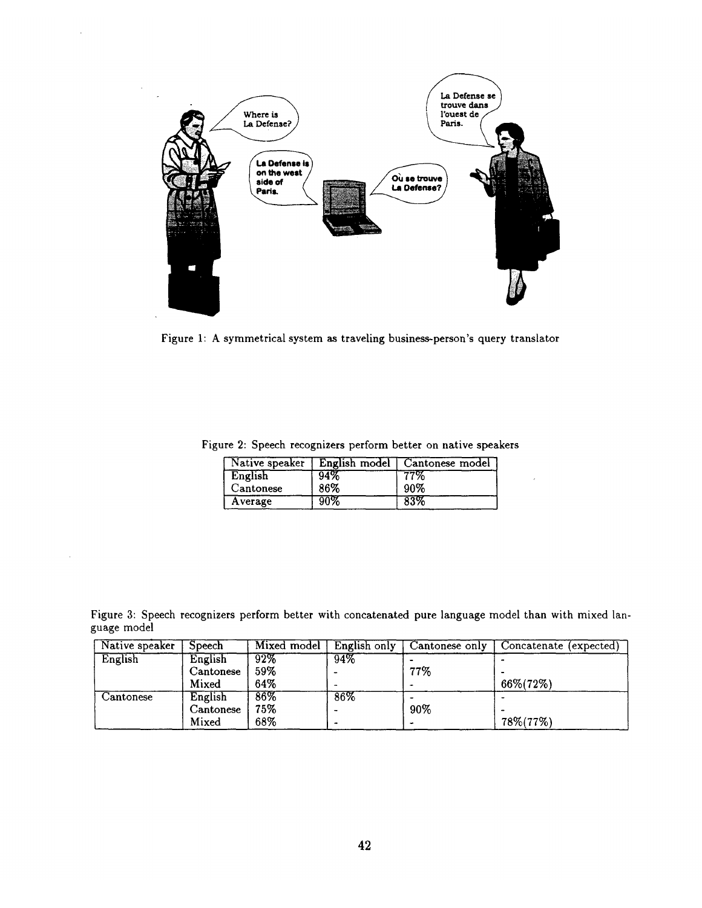Figure 1: A symmetrical system as traveling business-person's query translator

Figure 2: Speech recognizers perform better on native speakers

| Native speaker | English model | Cantonese model |
| --- | --- | --- |
| English | 94% | 77% |
| Cantonese | 86% | 90% |
| Average | 90% | 83% |

Figure 3: Speech recognizers perform better with concatenated pure language model than with mixed language model

| Native speaker | Speech | Mixed model | English only | Cantonese only | Concatenate (expected) |
| --- | --- | --- | --- | --- | --- |
| English | English | 92% | 94% | - | - |
| | Cantonese | 59% | - | 77% | - |
| | Mixed | 64% | - | - | 66%(72%) |
| Cantonese | English | 86% | 86% | - | - |
| | Cantonese | 75% | - | 90% | - |
| | Mixed | 68% | - | - | 78%(77%) |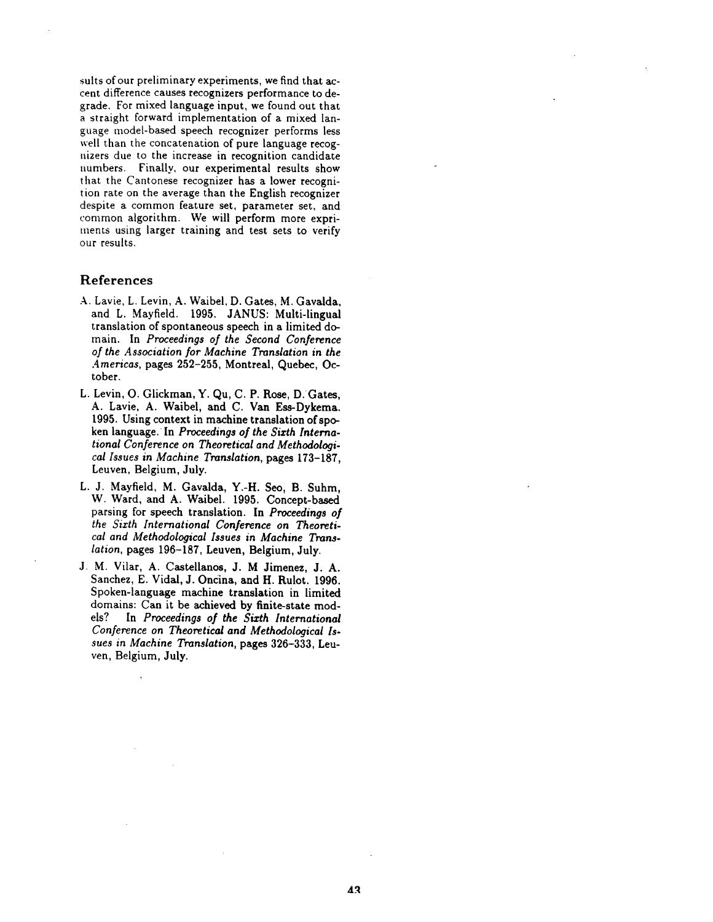sults of our preliminary experiments, we find that accent difference causes recognizers performance to degrade. For mixed language input, we found out that a straight forward implementation of a mixed language model-based speech recognizer performs less well than the concatenation of pure language recognizers due to the increase in recognition candidate numbers. Finally, our experimental results show that the Cantonese recognizer has a lower recognition rate on the average than the English recognizer despite a common feature set, parameter set, and common algorithm. We will perform more expriments using larger training and test sets to verify our results.

## References

A. Lavie, L. Levin, A. Waibel, D. Gates, M. Gavalda, and L. Mayfield. 1995. JANUS: Multi-lingual translation of spontaneous speech in a limited domain. In *Proceedings of the Second Conference of the Association for Machine Translation in the Americas*, pages 252–255, Montreal, Quebec, October.

L. Levin, O. Glickman, Y. Qu, C. P. Rose, D. Gates, A. Lavie, A. Waibel, and C. Van Ess-Dykema. 1995. Using context in machine translation of spoken language. In *Proceedings of the Sixth International Conference on Theoretical and Methodological Issues in Machine Translation*, pages 173–187, Leuven, Belgium, July.

L. J. Mayfield, M. Gavalda, Y.-H. Seo, B. Suhm, W. Ward, and A. Waibel. 1995. Concept-based parsing for speech translation. In *Proceedings of the Sixth International Conference on Theoretical and Methodological Issues in Machine Translation*, pages 196–187, Leuven, Belgium, July.

J. M. Vilar, A. Castellanos, J. M Jimenez, J. A. Sanchez, E. Vidal, J. Oncina, and H. Rulot. 1996. Spoken-language machine translation in limited domains: Can it be achieved by finite-state models? In *Proceedings of the Sixth International Conference on Theoretical and Methodological Issues in Machine Translation*, pages 326–333, Leuven, Belgium, July.